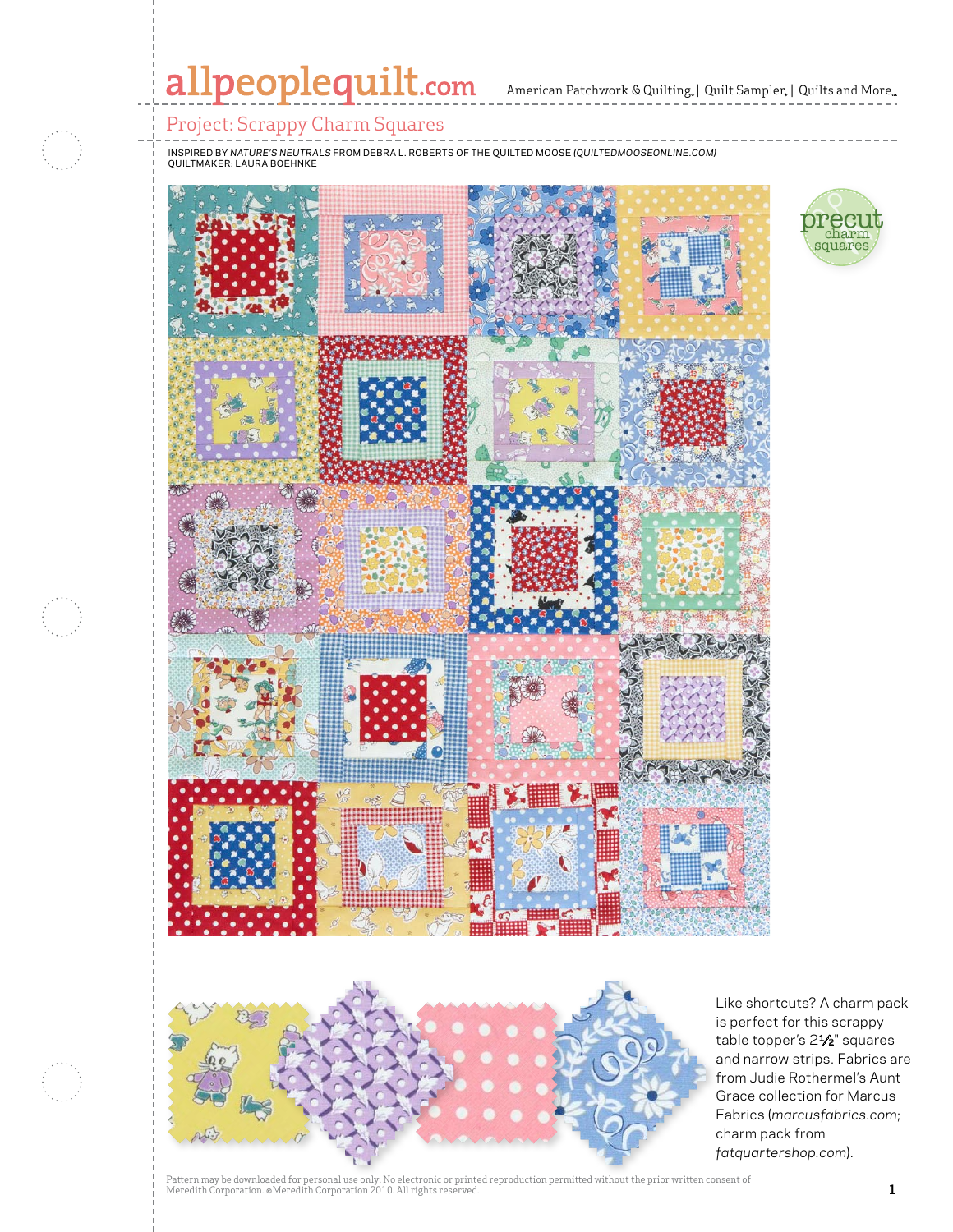# allpeoplequilt.com

American Patchwork & Quilting. | Quilt Sampler. | Quilts and More.

## Project: Scrappy Charm Squares

INSPIRED BY *NATURE'S NEUTRALS* FROM DEBRA L. ROBERTS OF THE QUILTED MOOSE *(QUILTEDMOOSEONLINE.COM)*
QUILTMAKER: LAURA BOEHNKE

precut charm squares

Like shortcuts? A charm pack is perfect for this scrappy table topper's 2½" squares and narrow strips. Fabrics are from Judie Rothermel's Aunt Grace collection for Marcus Fabrics (*marcusfabrics.com*; charm pack from *fatquartershop.com*).

Pattern may be downloaded for personal use only. No electronic or printed reproduction permitted without the prior written consent of Meredith Corporation. ©Meredith Corporation 2010. All rights reserved.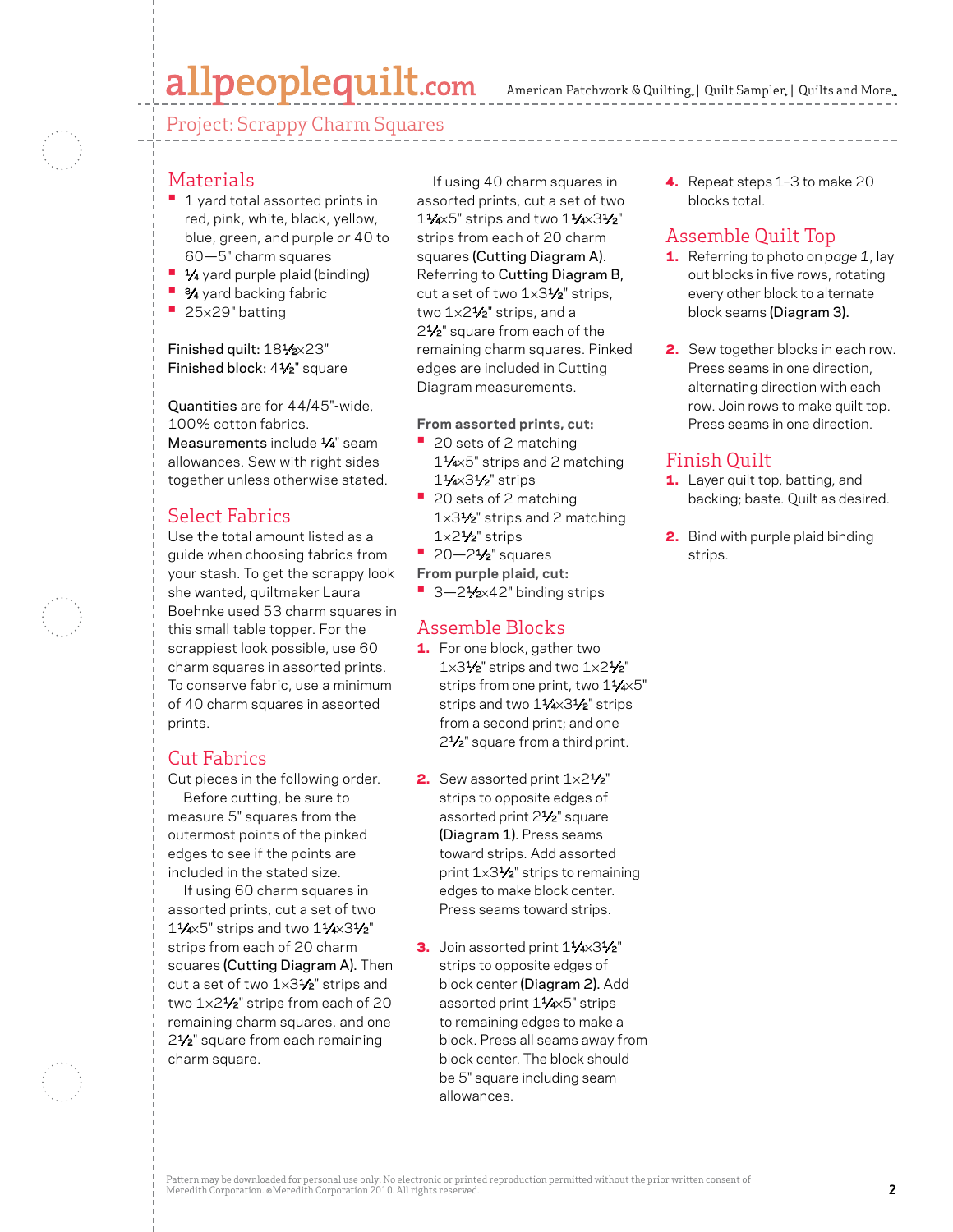Project: Scrappy Charm Squares

## Materials

- 1 yard total assorted prints in red, pink, white, black, yellow, blue, green, and purple *or* 40 to 60—5" charm squares
- ¼ yard purple plaid (binding)
- ¾ yard backing fabric
- 25×29" batting

**Finished quilt:** 18½×23"
**Finished block:** 4½" square

**Quantities** are for 44/45"-wide, 100% cotton fabrics.
**Measurements** include ¼" seam allowances. Sew with right sides together unless otherwise stated.

## Select Fabrics

Use the total amount listed as a guide when choosing fabrics from your stash. To get the scrappy look she wanted, quiltmaker Laura Boehnke used 53 charm squares in this small table topper. For the scrappiest look possible, use 60 charm squares in assorted prints. To conserve fabric, use a minimum of 40 charm squares in assorted prints.

## Cut Fabrics

Cut pieces in the following order.

Before cutting, be sure to measure 5" squares from the outermost points of the pinked edges to see if the points are included in the stated size.

If using 60 charm squares in assorted prints, cut a set of two 1¼×5" strips and two 1¼×3½" strips from each of 20 charm squares **(Cutting Diagram A).** Then cut a set of two 1×3½" strips and two 1×2½" strips from each of 20 remaining charm squares, and one 2½" square from each remaining charm square.

If using 40 charm squares in assorted prints, cut a set of two 1¼×5" strips and two 1¼×3½" strips from each of 20 charm squares **(Cutting Diagram A).** Referring to **Cutting Diagram B,** cut a set of two 1×3½" strips, two 1×2½" strips, and a 2½" square from each of the remaining charm squares. Pinked edges are included in Cutting Diagram measurements.

**From assorted prints, cut:**

- 20 sets of 2 matching 1¼×5" strips and 2 matching 1¼×3½" strips
- 20 sets of 2 matching 1×3½" strips and 2 matching 1×2½" strips
- 20—2½" squares

**From purple plaid, cut:**

- 3—2½×42" binding strips

## Assemble Blocks

1. For one block, gather two 1×3½" strips and two 1×2½" strips from one print, two 1¼×5" strips and two 1¼×3½" strips from a second print; and one 2½" square from a third print.
2. Sew assorted print 1×2½" strips to opposite edges of assorted print 2½" square **(Diagram 1).** Press seams toward strips. Add assorted print 1×3½" strips to remaining edges to make block center. Press seams toward strips.
3. Join assorted print 1¼×3½" strips to opposite edges of block center **(Diagram 2).** Add assorted print 1¼×5" strips to remaining edges to make a block. Press all seams away from block center. The block should be 5" square including seam allowances.
4. Repeat steps 1–3 to make 20 blocks total.

## Assemble Quilt Top

1. Referring to photo on *page 1*, lay out blocks in five rows, rotating every other block to alternate block seams **(Diagram 3).**
2. Sew together blocks in each row. Press seams in one direction, alternating direction with each row. Join rows to make quilt top. Press seams in one direction.

## Finish Quilt

1. Layer quilt top, batting, and backing; baste. Quilt as desired.
2. Bind with purple plaid binding strips.

Pattern may be downloaded for personal use only. No electronic or printed reproduction permitted without the prior written consent of Meredith Corporation. ©Meredith Corporation 2010. All rights reserved.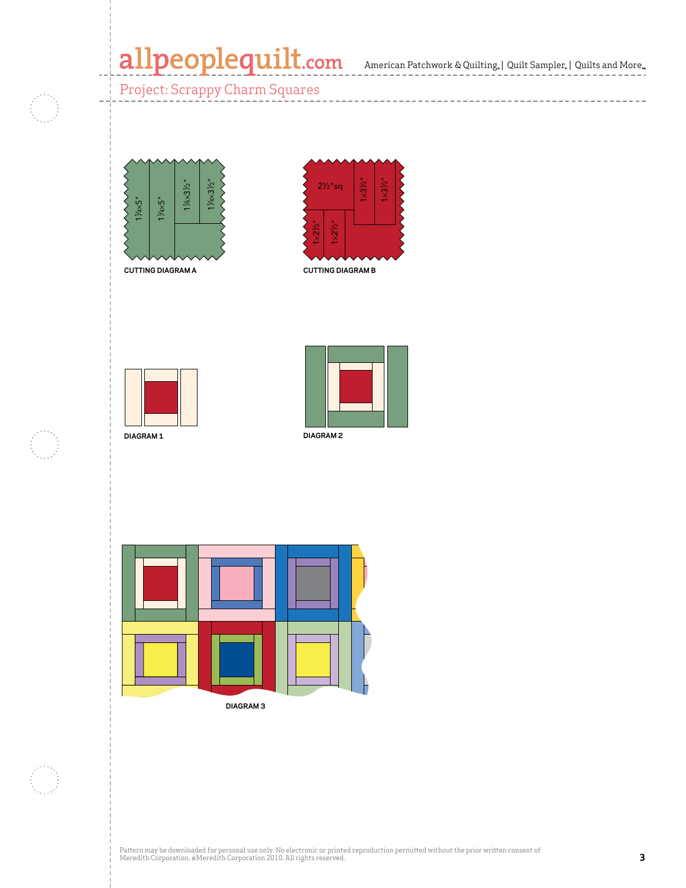## Project: Scrappy Charm Squares

1¼x5"
1¼x5"
1¼x3½"
1¼x3½"

**CUTTING DIAGRAM A**

2½"sq
1x3½"
1x3½"
1x2½"
1x2½"

**CUTTING DIAGRAM B**

**DIAGRAM 1**

**DIAGRAM 2**

**DIAGRAM 3**

Pattern may be downloaded for personal use only. No electronic or printed reproduction permitted without the prior written consent of Meredith Corporation. ©Meredith Corporation 2010. All rights reserved.